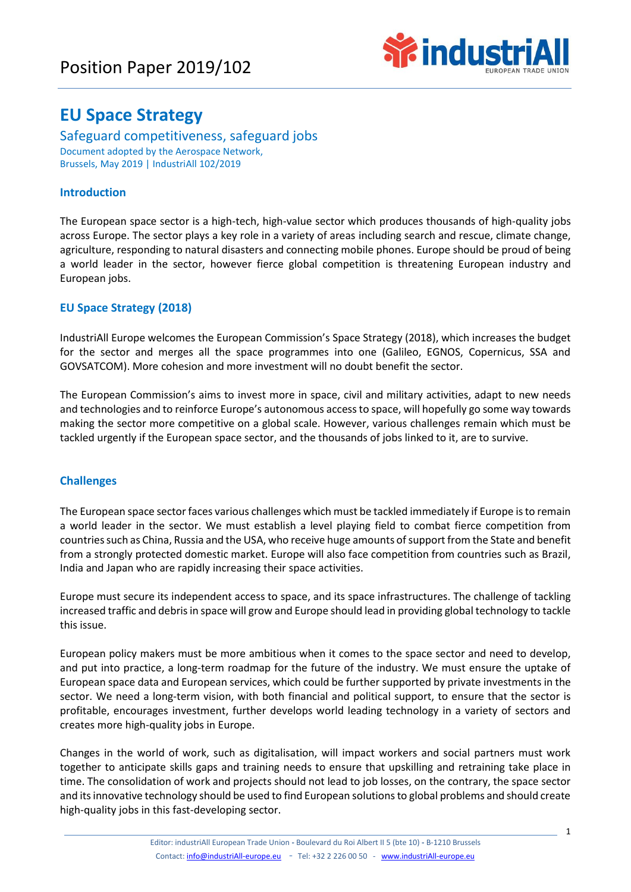# Position Paper 2019/102

## EU Space Strategy

### Safeguard competitiveness, safeguard jobs

Document adopted by the Aerospace Network,
Brussels, May 2019 | IndustriAll 102/2019

### Introduction

The European space sector is a high-tech, high-value sector which produces thousands of high-quality jobs across Europe. The sector plays a key role in a variety of areas including search and rescue, climate change, agriculture, responding to natural disasters and connecting mobile phones. Europe should be proud of being a world leader in the sector, however fierce global competition is threatening European industry and European jobs.

### EU Space Strategy (2018)

IndustriAll Europe welcomes the European Commission's Space Strategy (2018), which increases the budget for the sector and merges all the space programmes into one (Galileo, EGNOS, Copernicus, SSA and GOVSATCOM). More cohesion and more investment will no doubt benefit the sector.

The European Commission's aims to invest more in space, civil and military activities, adapt to new needs and technologies and to reinforce Europe's autonomous access to space, will hopefully go some way towards making the sector more competitive on a global scale. However, various challenges remain which must be tackled urgently if the European space sector, and the thousands of jobs linked to it, are to survive.

### Challenges

The European space sector faces various challenges which must be tackled immediately if Europe is to remain a world leader in the sector. We must establish a level playing field to combat fierce competition from countries such as China, Russia and the USA, who receive huge amounts of support from the State and benefit from a strongly protected domestic market. Europe will also face competition from countries such as Brazil, India and Japan who are rapidly increasing their space activities.

Europe must secure its independent access to space, and its space infrastructures. The challenge of tackling increased traffic and debris in space will grow and Europe should lead in providing global technology to tackle this issue.

European policy makers must be more ambitious when it comes to the space sector and need to develop, and put into practice, a long-term roadmap for the future of the industry. We must ensure the uptake of European space data and European services, which could be further supported by private investments in the sector. We need a long-term vision, with both financial and political support, to ensure that the sector is profitable, encourages investment, further develops world leading technology in a variety of sectors and creates more high-quality jobs in Europe.

Changes in the world of work, such as digitalisation, will impact workers and social partners must work together to anticipate skills gaps and training needs to ensure that upskilling and retraining take place in time. The consolidation of work and projects should not lead to job losses, on the contrary, the space sector and its innovative technology should be used to find European solutions to global problems and should create high-quality jobs in this fast-developing sector.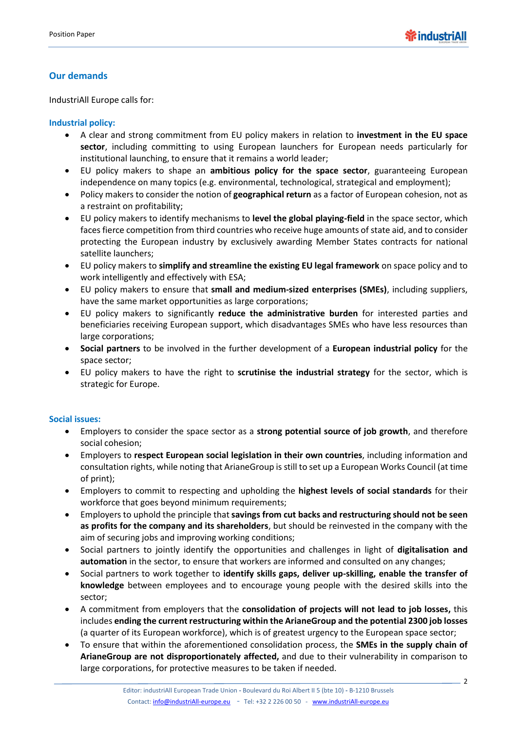## Our demands

IndustriAll Europe calls for:

### Industrial policy:

- A clear and strong commitment from EU policy makers in relation to **investment in the EU space sector**, including committing to using European launchers for European needs particularly for institutional launching, to ensure that it remains a world leader;
- EU policy makers to shape an **ambitious policy for the space sector**, guaranteeing European independence on many topics (e.g. environmental, technological, strategical and employment);
- Policy makers to consider the notion of **geographical return** as a factor of European cohesion, not as a restraint on profitability;
- EU policy makers to identify mechanisms to **level the global playing-field** in the space sector, which faces fierce competition from third countries who receive huge amounts of state aid, and to consider protecting the European industry by exclusively awarding Member States contracts for national satellite launchers;
- EU policy makers to **simplify and streamline the existing EU legal framework** on space policy and to work intelligently and effectively with ESA;
- EU policy makers to ensure that **small and medium-sized enterprises (SMEs)**, including suppliers, have the same market opportunities as large corporations;
- EU policy makers to significantly **reduce the administrative burden** for interested parties and beneficiaries receiving European support, which disadvantages SMEs who have less resources than large corporations;
- **Social partners** to be involved in the further development of a **European industrial policy** for the space sector;
- EU policy makers to have the right to **scrutinise the industrial strategy** for the sector, which is strategic for Europe.

### Social issues:

- Employers to consider the space sector as a **strong potential source of job growth**, and therefore social cohesion;
- Employers to **respect European social legislation in their own countries**, including information and consultation rights, while noting that ArianeGroup is still to set up a European Works Council (at time of print);
- Employers to commit to respecting and upholding the **highest levels of social standards** for their workforce that goes beyond minimum requirements;
- Employers to uphold the principle that **savings from cut backs and restructuring should not be seen as profits for the company and its shareholders**, but should be reinvested in the company with the aim of securing jobs and improving working conditions;
- Social partners to jointly identify the opportunities and challenges in light of **digitalisation and automation** in the sector, to ensure that workers are informed and consulted on any changes;
- Social partners to work together to **identify skills gaps, deliver up-skilling, enable the transfer of knowledge** between employees and to encourage young people with the desired skills into the sector;
- A commitment from employers that the **consolidation of projects will not lead to job losses,** this includes **ending the current restructuring within the ArianeGroup and the potential 2300 job losses** (a quarter of its European workforce), which is of greatest urgency to the European space sector;
- To ensure that within the aforementioned consolidation process, the **SMEs in the supply chain of ArianeGroup are not disproportionately affected,** and due to their vulnerability in comparison to large corporations, for protective measures to be taken if needed.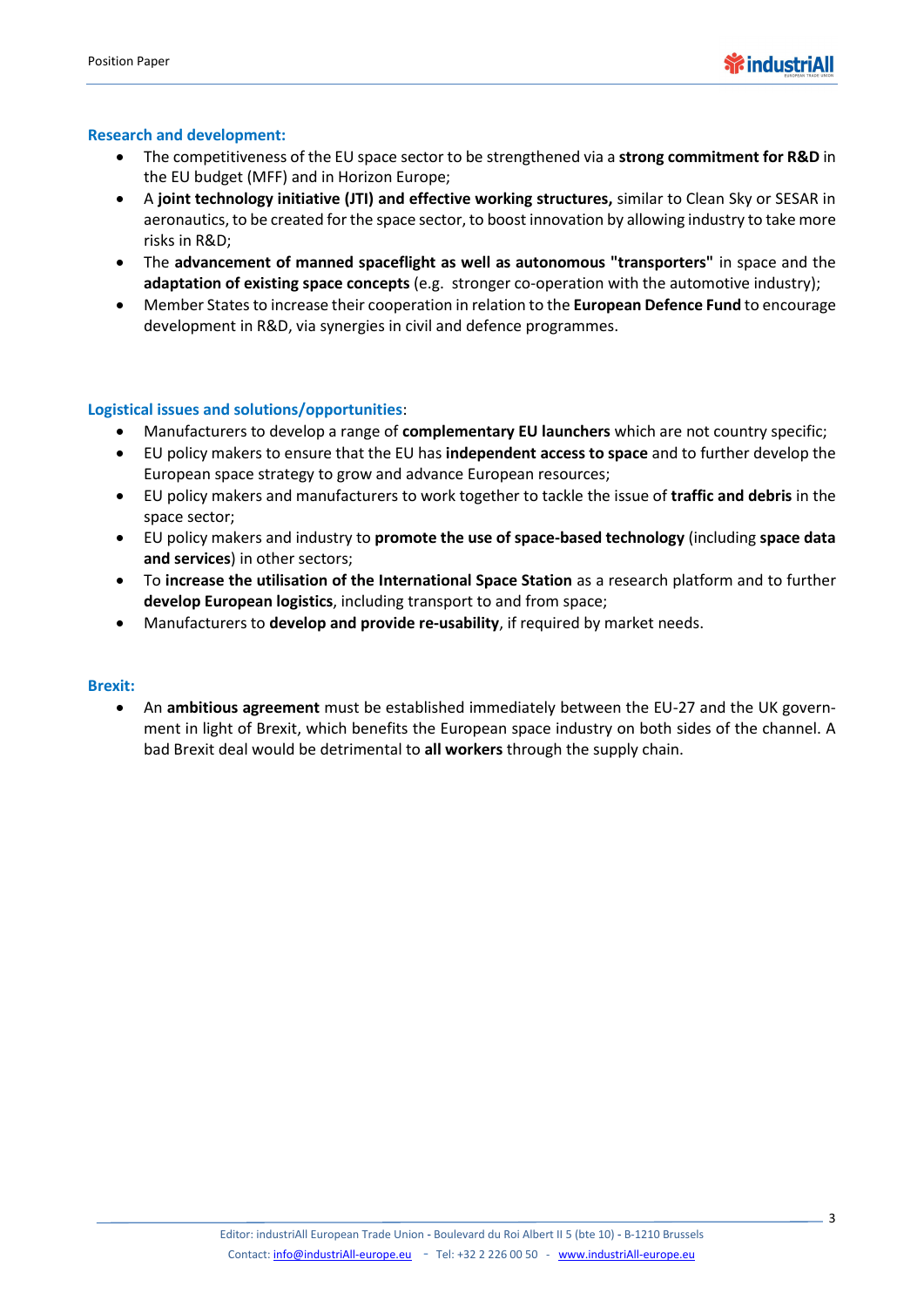### Research and development:

- The competitiveness of the EU space sector to be strengthened via a **strong commitment for R&D** in the EU budget (MFF) and in Horizon Europe;
- A **joint technology initiative (JTI) and effective working structures,** similar to Clean Sky or SESAR in aeronautics, to be created for the space sector, to boost innovation by allowing industry to take more risks in R&D;
- The **advancement of manned spaceflight as well as autonomous "transporters"** in space and the **adaptation of existing space concepts** (e.g. stronger co-operation with the automotive industry);
- Member States to increase their cooperation in relation to the **European Defence Fund** to encourage development in R&D, via synergies in civil and defence programmes.

### Logistical issues and solutions/opportunities:

- Manufacturers to develop a range of **complementary EU launchers** which are not country specific;
- EU policy makers to ensure that the EU has **independent access to space** and to further develop the European space strategy to grow and advance European resources;
- EU policy makers and manufacturers to work together to tackle the issue of **traffic and debris** in the space sector;
- EU policy makers and industry to **promote the use of space-based technology** (including **space data and services**) in other sectors;
- To **increase the utilisation of the International Space Station** as a research platform and to further **develop European logistics**, including transport to and from space;
- Manufacturers to **develop and provide re-usability**, if required by market needs.

### Brexit:

- An **ambitious agreement** must be established immediately between the EU-27 and the UK government in light of Brexit, which benefits the European space industry on both sides of the channel. A bad Brexit deal would be detrimental to **all workers** through the supply chain.